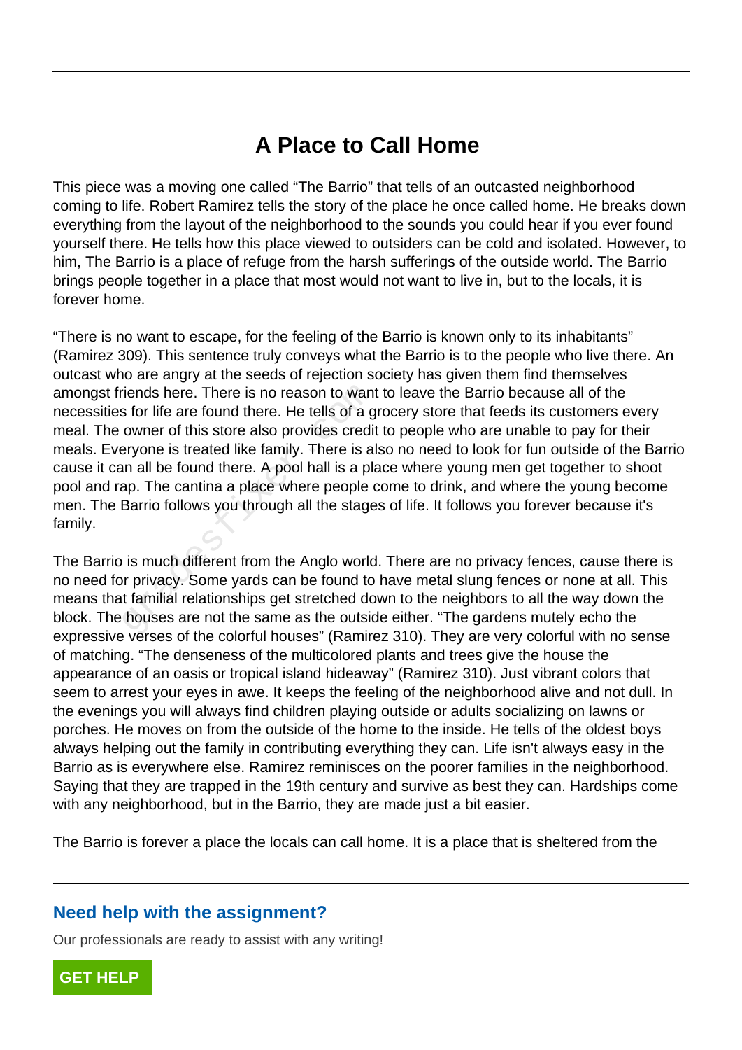# A Place to Call Home

This piece was a moving one called "The Barrio" that tells of an outcasted neighborhood coming to life. Robert Ramirez tells the story of the place he once called home. He breaks down everything from the layout of the neighborhood to the sounds you could hear if you ever found yourself there. He tells how this place viewed to outsiders can be cold and isolated. However, to him, The Barrio is a place of refuge from the harsh sufferings of the outside world. The Barrio brings people together in a place that most would not want to live in, but to the locals, it is forever home.

"There is no want to escape, for the feeling of the Barrio is known only to its inhabitants" (Ramirez 309). This sentence truly conveys what the Barrio is to the people who live there. An outcast who are angry at the seeds of rejection society has given them find themselves amongst friends here. There is no reason to want to leave the Barrio because all of the necessities for life are found there. He tells of a grocery store that feeds its customers every meal. The owner of this store also provides credit to people who are unable to pay for their meals. Everyone is treated like family. There is also no need to look for fun outside of the Barrio cause it can all be found there. A pool hall is a place where young men get together to shoot pool and rap. The cantina a place where people come to drink, and where the young become men. The Barrio follows you through all the stages of life. It follows you forever because it's family.

The Barrio is much different from the Anglo world. There are no privacy fences, cause there is no need for privacy. Some yards can be found to have metal slung fences or none at all. This means that familial relationships get stretched down to the neighbors to all the way down the block. The houses are not the same as the outside either. "The gardens mutely echo the expressive verses of the colorful houses" (Ramirez 310). They are very colorful with no sense of matching. "The denseness of the multicolored plants and trees give the house the appearance of an oasis or tropical island hideaway" (Ramirez 310). Just vibrant colors that seem to arrest your eyes in awe. It keeps the feeling of the neighborhood alive and not dull. In the evenings you will always find children playing outside or adults socializing on lawns or porches. He moves on from the outside of the home to the inside. He tells of the oldest boys always helping out the family in contributing everything they can. Life isn't always easy in the Barrio as is everywhere else. Ramirez reminisces on the poorer families in the neighborhood. Saying that they are trapped in the 19th century and survive as best they can. Hardships come with any neighborhood, but in the Barrio, they are made just a bit easier.

The Barrio is forever a place the locals can call home. It is a place that is sheltered from the

## Need help with the assignment?

Our professionals are ready to assist with any writing!

GET HELP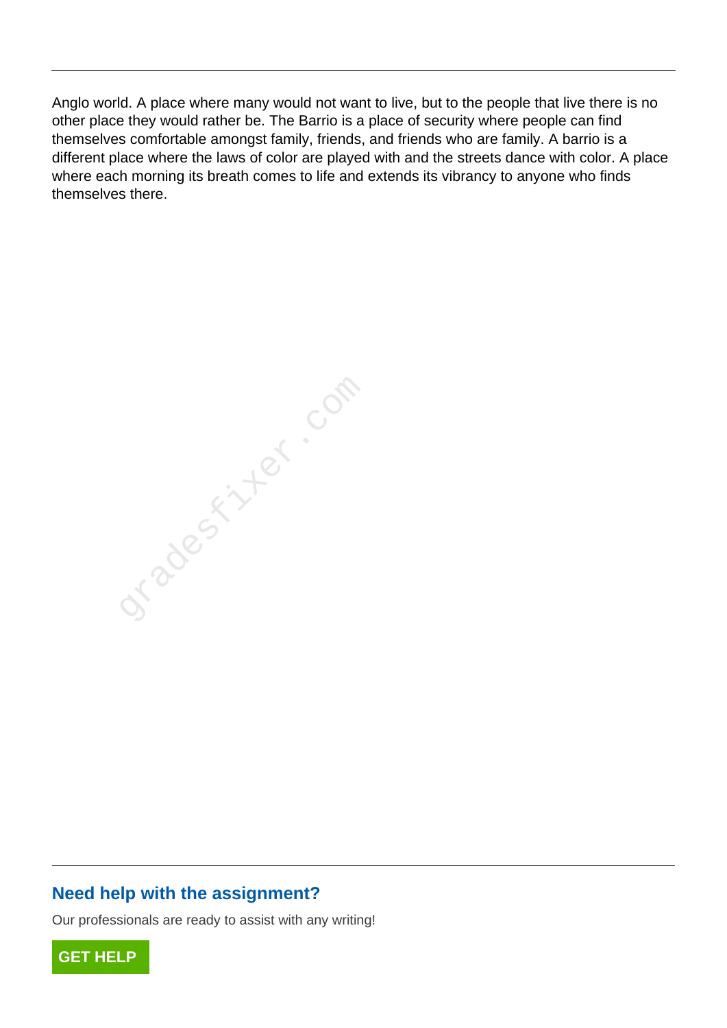Anglo world. A place where many would not want to live, but to the people that live there is no other place they would rather be. The Barrio is a place of security where people can find themselves comfortable amongst family, friends, and friends who are family. A barrio is a different place where the laws of color are played with and the streets dance with color. A place where each morning its breath comes to life and extends its vibrancy to anyone who finds themselves there.

## Need help with the assignment?

Our professionals are ready to assist with any writing!

**GET HELP**